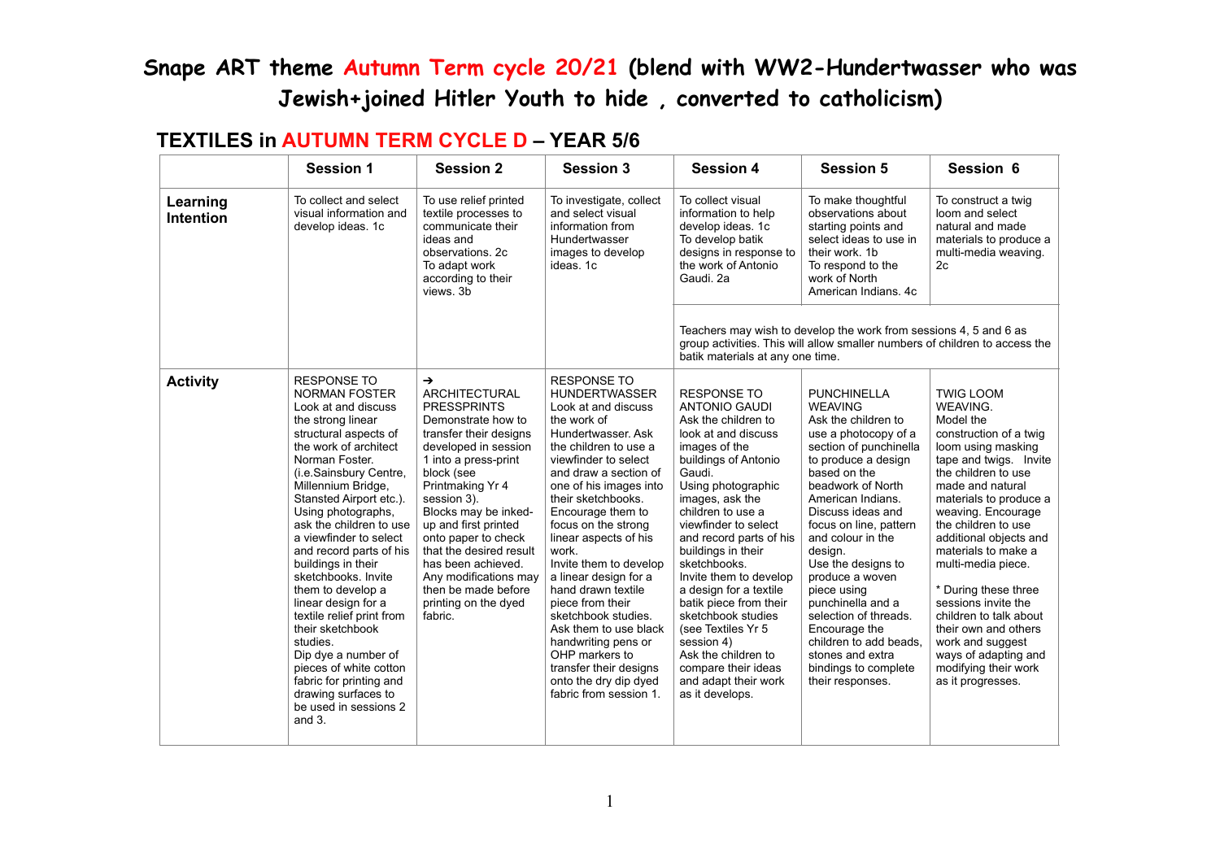# Snape ART theme Autumn Term cycle 20/21 (blend with WW2-Hundertwasser who was Jewish+joined Hitler Youth to hide , converted to catholicism)

## TEXTILES in AUTUMN TERM CYCLE D – YEAR 5/6

| | Session 1 | Session 2 | Session 3 | Session 4 | Session 5 | Session 6 |
|---|---|---|---|---|---|---|
| **Learning Intention** | To collect and select visual information and develop ideas. 1c | To use relief printed textile processes to communicate their ideas and observations. 2c<br>To adapt work according to their views. 3b | To investigate, collect and select visual information from Hundertwasser images to develop ideas. 1c | To collect visual information to help develop ideas. 1c<br>To develop batik designs in response to the work of Antonio Gaudi. 2a<br><br>Teachers may wish to develop the work from sessions 4, 5 and 6 as group activities. This will allow smaller numbers of children to access the batik materials at any one time. | To make thoughtful observations about starting points and select ideas to use in their work. 1b<br>To respond to the work of North American Indians. 4c | To construct a twig loom and select natural and made materials to produce a multi-media weaving. 2c |
| **Activity** | RESPONSE TO NORMAN FOSTER<br>Look at and discuss the strong linear structural aspects of the work of architect Norman Foster. (i.e.Sainsbury Centre, Millennium Bridge, Stansted Airport etc.). Using photographs, ask the children to use a viewfinder to select and record parts of his buildings in their sketchbooks. Invite them to develop a linear design for a textile relief print from their sketchbook studies.<br>Dip dye a number of pieces of white cotton fabric for printing and drawing surfaces to be used in sessions 2 and 3. | ➔<br>ARCHITECTURAL PRESSPRINTS<br>Demonstrate how to transfer their designs developed in session 1 into a press-print block (see Printmaking Yr 4 session 3).<br>Blocks may be inked-up and first printed onto paper to check that the desired result has been achieved. Any modifications may then be made before printing on the dyed fabric. | RESPONSE TO HUNDERTWASSER<br>Look at and discuss the work of Hundertwasser. Ask the children to use a viewfinder to select and draw a section of one of his images into their sketchbooks. Encourage them to focus on the strong linear aspects of his work.<br>Invite them to develop a linear design for a hand drawn textile piece from their sketchbook studies. Ask them to use black handwriting pens or OHP markers to transfer their designs onto the dry dip dyed fabric from session 1. | RESPONSE TO ANTONIO GAUDI<br>Ask the children to look at and discuss images of the buildings of Antonio Gaudi.<br>Using photographic images, ask the children to use a viewfinder to select and record parts of his buildings in their sketchbooks.<br>Invite them to develop a design for a textile batik piece from their sketchbook studies (see Textiles Yr 5 session 4)<br>Ask the children to compare their ideas and adapt their work as it develops. | PUNCHINELLA WEAVING<br>Ask the children to use a photocopy of a section of punchinella to produce a design based on the beadwork of North American Indians. Discuss ideas and focus on line, pattern and colour in the design.<br>Use the designs to produce a woven piece using punchinella and a selection of threads. Encourage the children to add beads, stones and extra bindings to complete their responses. | TWIG LOOM WEAVING.<br>Model the construction of a twig loom using masking tape and twigs. Invite the children to use made and natural materials to produce a weaving. Encourage the children to use additional objects and materials to make a multi-media piece.<br><br>* During these three sessions invite the children to talk about their own and others work and suggest ways of adapting and modifying their work as it progresses. |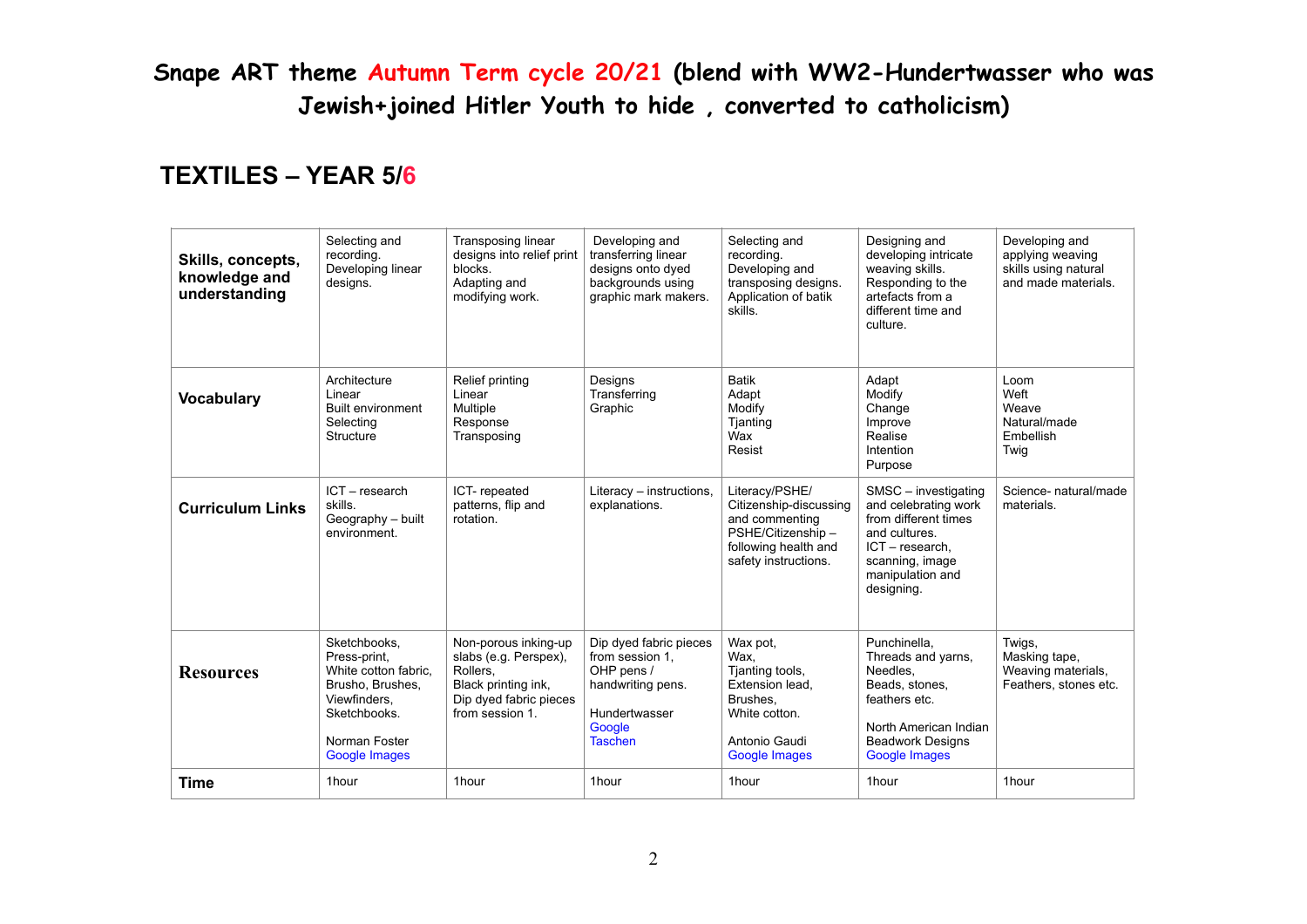# Snape ART theme Autumn Term cycle 20/21 (blend with WW2-Hundertwasser who was Jewish+joined Hitler Youth to hide , converted to catholicism)

## TEXTILES – YEAR 5/6

| **Skills, concepts, knowledge and understanding** | Selecting and recording. Developing linear designs. | Transposing linear designs into relief print blocks. Adapting and modifying work. | Developing and transferring linear designs onto dyed backgrounds using graphic mark makers. | Selecting and recording. Developing and transposing designs. Application of batik skills. | Designing and developing intricate weaving skills. Responding to the artefacts from a different time and culture. | Developing and applying weaving skills using natural and made materials. |
|---|---|---|---|---|---|---|
| **Vocabulary** | Architecture<br>Linear<br>Built environment<br>Selecting<br>Structure | Relief printing<br>Linear<br>Multiple<br>Response<br>Transposing | Designs<br>Transferring<br>Graphic | Batik<br>Adapt<br>Modify<br>Tjanting<br>Wax<br>Resist | Adapt<br>Modify<br>Change<br>Improve<br>Realise<br>Intention<br>Purpose | Loom<br>Weft<br>Weave<br>Natural/made<br>Embellish<br>Twig |
| **Curriculum Links** | ICT – research skills.<br>Geography – built environment. | ICT- repeated patterns, flip and rotation. | Literacy – instructions, explanations. | Literacy/PSHE/ Citizenship-discussing and commenting<br>PSHE/Citizenship – following health and safety instructions. | SMSC – investigating and celebrating work from different times and cultures.<br>ICT – research, scanning, image manipulation and designing. | Science- natural/made materials. |
| **Resources** | Sketchbooks,<br>Press-print,<br>White cotton fabric,<br>Brusho, Brushes,<br>Viewfinders,<br>Sketchbooks.<br><br>Norman Foster<br>Google Images | Non-porous inking-up slabs (e.g. Perspex),<br>Rollers,<br>Black printing ink,<br>Dip dyed fabric pieces from session 1. | Dip dyed fabric pieces from session 1,<br>OHP pens / handwriting pens.<br><br>Hundertwasser<br>Google<br>Taschen | Wax pot,<br>Wax,<br>Tjanting tools,<br>Extension lead,<br>Brushes,<br>White cotton.<br><br>Antonio Gaudi<br>Google Images | Punchinella,<br>Threads and yarns,<br>Needles,<br>Beads, stones, feathers etc.<br><br>North American Indian Beadwork Designs<br>Google Images | Twigs,<br>Masking tape,<br>Weaving materials,<br>Feathers, stones etc. |
| **Time** | 1hour | 1hour | 1hour | 1hour | 1hour | 1hour |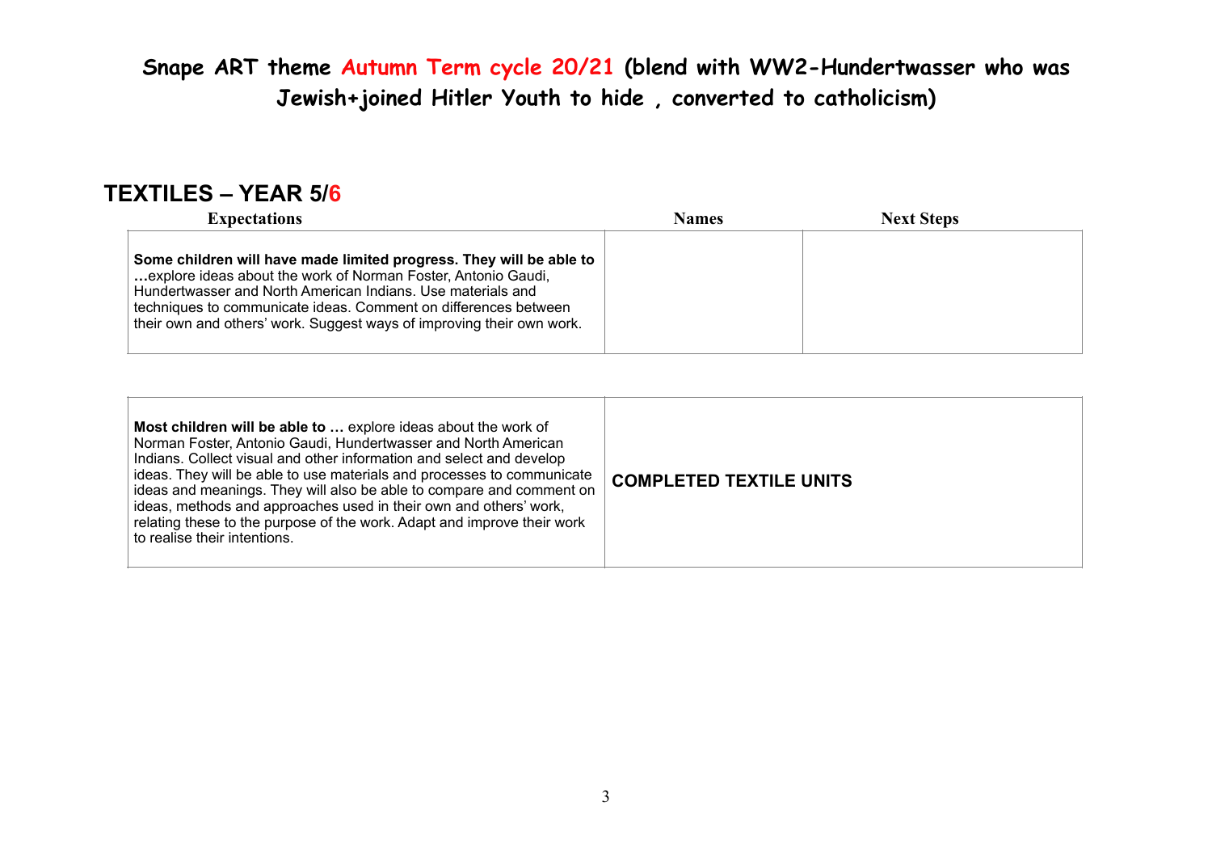# Snape ART theme Autumn Term cycle 20/21 (blend with WW2-Hundertwasser who was Jewish+joined Hitler Youth to hide , converted to catholicism)

## TEXTILES – YEAR 5/6

| Expectations | Names | Next Steps |
|---|---|---|
| **Some children will have made limited progress. They will be able to …**explore ideas about the work of Norman Foster, Antonio Gaudi, Hundertwasser and North American Indians. Use materials and techniques to communicate ideas. Comment on differences between their own and others' work. Suggest ways of improving their own work. | | |

| | |
|---|---|
| **Most children will be able to …** explore ideas about the work of Norman Foster, Antonio Gaudi, Hundertwasser and North American Indians. Collect visual and other information and select and develop ideas. They will be able to use materials and processes to communicate ideas and meanings. They will also be able to compare and comment on ideas, methods and approaches used in their own and others' work, relating these to the purpose of the work. Adapt and improve their work to realise their intentions. | **COMPLETED TEXTILE UNITS** |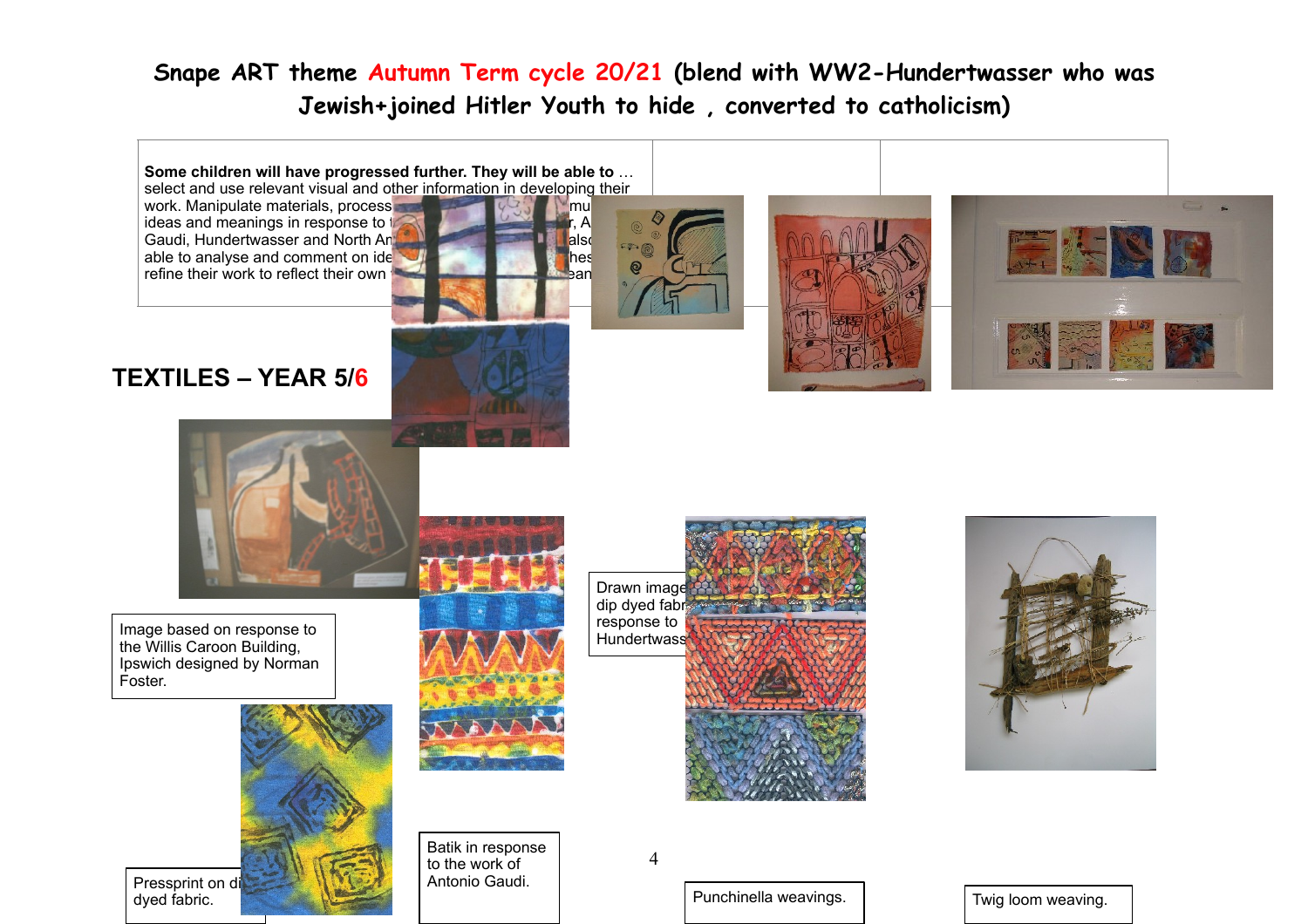# Snape ART theme Autumn Term cycle 20/21 (blend with WW2-Hundertwasser who was Jewish+joined Hitler Youth to hide , converted to catholicism)

**Some children will have progressed further. They will be able to** …
select and use relevant visual and other information in developing their work. Manipulate materials, process mu ideas and meanings in response to t r, A Gaudi, Hundertwasser and North An also able to analyse and comment on ide hes refine their work to reflect their own ean

## TEXTILES – YEAR 5/6

Image based on response to the Willis Caroon Building, Ipswich designed by Norman Foster.

Drawn image dip dyed fabr response to Hundertwass

Pressprint on di dyed fabric.

Batik in response to the work of Antonio Gaudi.

Punchinella weavings.

Twig loom weaving.